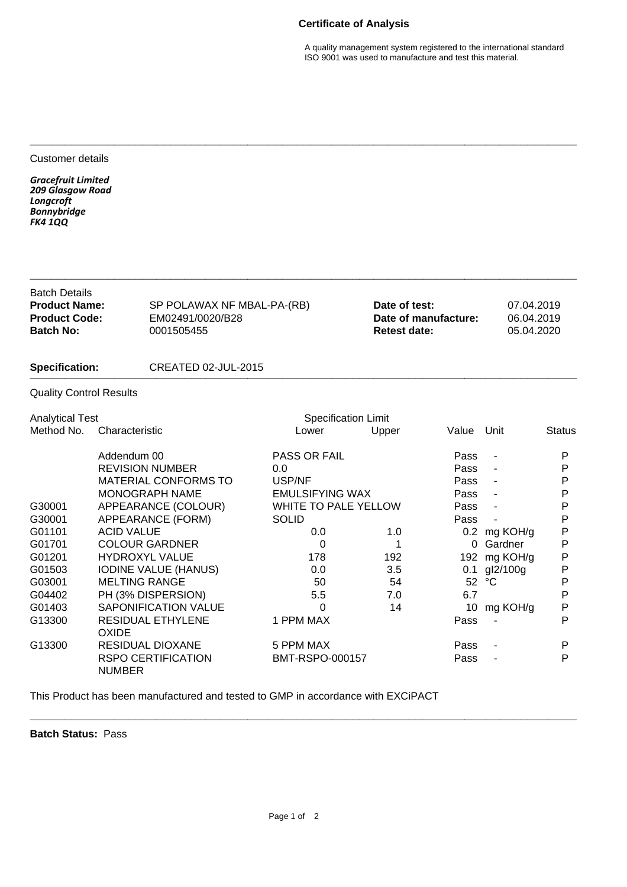# Certificate of Analysis

A quality management system registered to the international standard ISO 9001 was used to manufacture and test this material.

---

Customer details

***Gracefruit Limited***
***209 Glasgow Road***
***Longcroft***
***Bonnybridge***
***FK4 1QQ***

---

Batch Details

| | | | |
|---|---|---|---|
| **Product Name:** | SP POLAWAX NF MBAL-PA-(RB) | **Date of test:** | 07.04.2019 |
| **Product Code:** | EM02491/0020/B28 | **Date of manufacture:** | 06.04.2019 |
| **Batch No:** | 0001505455 | **Retest date:** | 05.04.2020 |

**Specification:** CREATED 02-JUL-2015

---

Quality Control Results

| Analytical Test Method No. | Characteristic | Specification Limit Lower | Specification Limit Upper | Value | Unit | Status |
|---|---|---|---|---|---|---|
| | Addendum 00 | PASS OR FAIL | | Pass | - | P |
| | REVISION NUMBER | 0.0 | | Pass | - | P |
| | MATERIAL CONFORMS TO | USP/NF | | Pass | - | P |
| | MONOGRAPH NAME | EMULSIFYING WAX | | Pass | - | P |
| G30001 | APPEARANCE (COLOUR) | WHITE TO PALE YELLOW | | Pass | - | P |
| G30001 | APPEARANCE (FORM) | SOLID | | Pass | - | P |
| G01101 | ACID VALUE | 0.0 | 1.0 | 0.2 | mg KOH/g | P |
| G01701 | COLOUR GARDNER | 0 | 1 | 0 | Gardner | P |
| G01201 | HYDROXYL VALUE | 178 | 192 | 192 | mg KOH/g | P |
| G01503 | IODINE VALUE (HANUS) | 0.0 | 3.5 | 0.1 | gI2/100g | P |
| G03001 | MELTING RANGE | 50 | 54 | 52 | °C | P |
| G04402 | PH (3% DISPERSION) | 5.5 | 7.0 | 6.7 | | P |
| G01403 | SAPONIFICATION VALUE | 0 | 14 | 10 | mg KOH/g | P |
| G13300 | RESIDUAL ETHYLENE OXIDE | 1 PPM MAX | | Pass | - | P |
| G13300 | RESIDUAL DIOXANE | 5 PPM MAX | | Pass | - | P |
| | RSPO CERTIFICATION NUMBER | BMT-RSPO-000157 | | Pass | - | P |

This Product has been manufactured and tested to GMP in accordance with EXCiPACT

---

**Batch Status:** Pass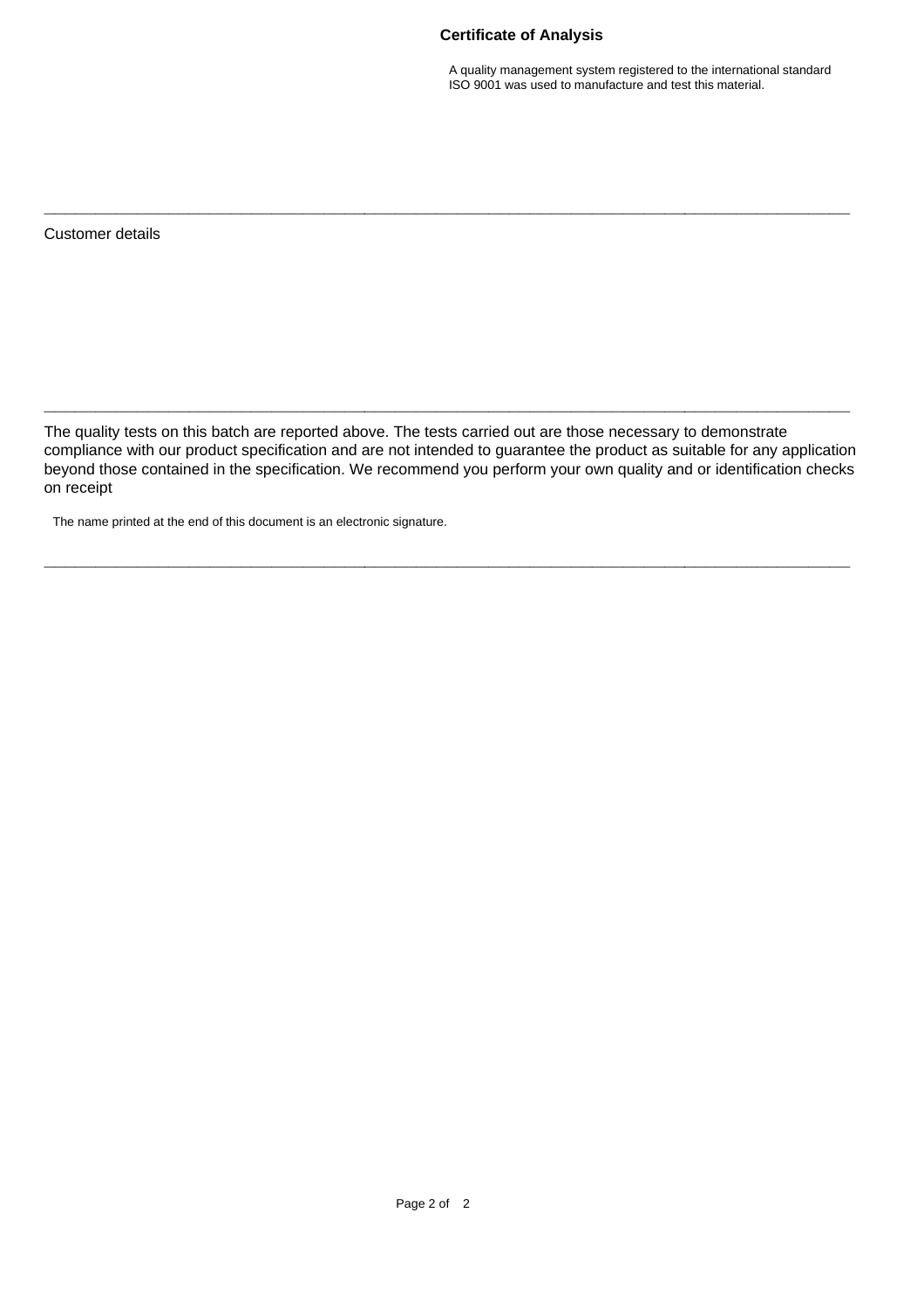**Certificate of Analysis**

A quality management system registered to the international standard ISO 9001 was used to manufacture and test this material.

---

Customer details

---

The quality tests on this batch are reported above. The tests carried out are those necessary to demonstrate compliance with our product specification and are not intended to guarantee the product as suitable for any application beyond those contained in the specification. We recommend you perform your own quality and or identification checks on receipt

The name printed at the end of this document is an electronic signature.

---